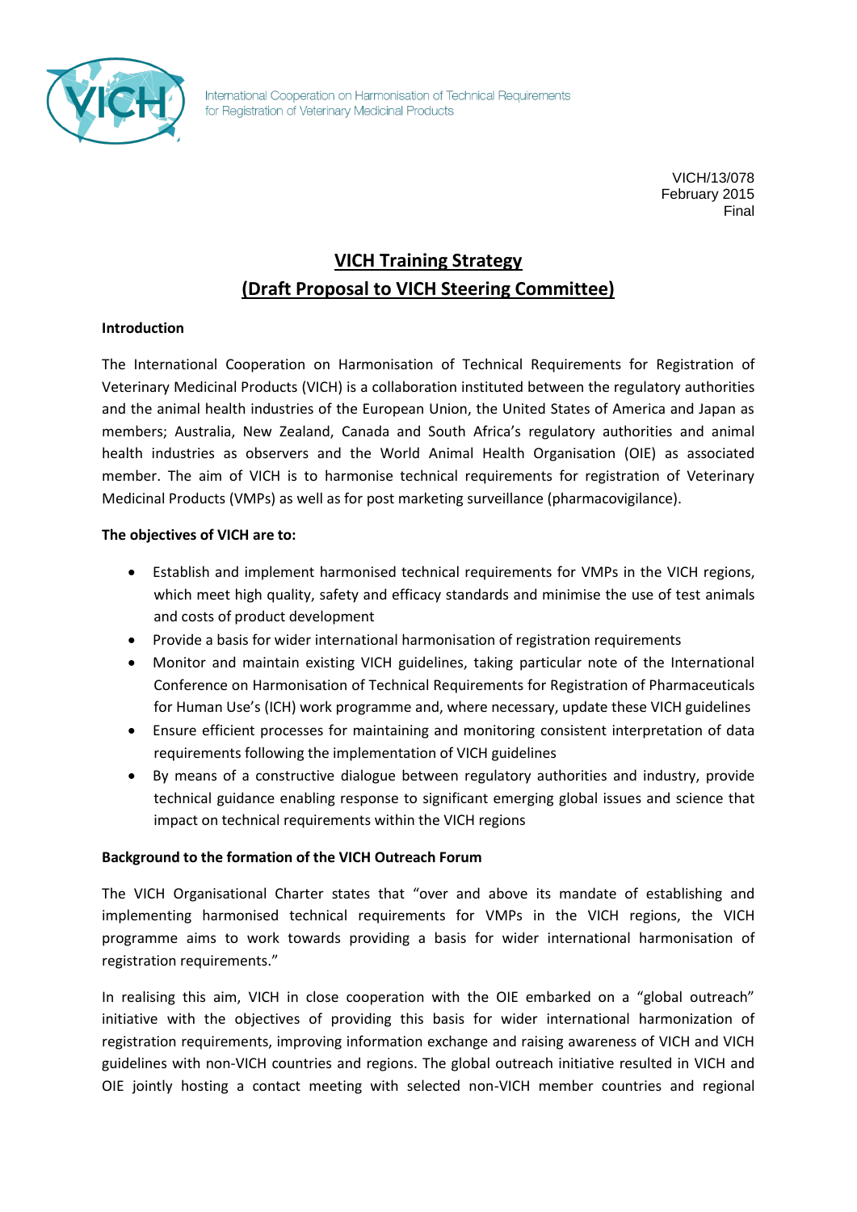International Cooperation on Harmonisation of Technical Requirements for Registration of Veterinary Medicinal Products

VICH/13/078
February 2015
Final

# VICH Training Strategy
# (Draft Proposal to VICH Steering Committee)

**Introduction**

The International Cooperation on Harmonisation of Technical Requirements for Registration of Veterinary Medicinal Products (VICH) is a collaboration instituted between the regulatory authorities and the animal health industries of the European Union, the United States of America and Japan as members; Australia, New Zealand, Canada and South Africa's regulatory authorities and animal health industries as observers and the World Animal Health Organisation (OIE) as associated member. The aim of VICH is to harmonise technical requirements for registration of Veterinary Medicinal Products (VMPs) as well as for post marketing surveillance (pharmacovigilance).

**The objectives of VICH are to:**

- Establish and implement harmonised technical requirements for VMPs in the VICH regions, which meet high quality, safety and efficacy standards and minimise the use of test animals and costs of product development
- Provide a basis for wider international harmonisation of registration requirements
- Monitor and maintain existing VICH guidelines, taking particular note of the International Conference on Harmonisation of Technical Requirements for Registration of Pharmaceuticals for Human Use's (ICH) work programme and, where necessary, update these VICH guidelines
- Ensure efficient processes for maintaining and monitoring consistent interpretation of data requirements following the implementation of VICH guidelines
- By means of a constructive dialogue between regulatory authorities and industry, provide technical guidance enabling response to significant emerging global issues and science that impact on technical requirements within the VICH regions

**Background to the formation of the VICH Outreach Forum**

The VICH Organisational Charter states that "over and above its mandate of establishing and implementing harmonised technical requirements for VMPs in the VICH regions, the VICH programme aims to work towards providing a basis for wider international harmonisation of registration requirements."

In realising this aim, VICH in close cooperation with the OIE embarked on a "global outreach" initiative with the objectives of providing this basis for wider international harmonization of registration requirements, improving information exchange and raising awareness of VICH and VICH guidelines with non-VICH countries and regions. The global outreach initiative resulted in VICH and OIE jointly hosting a contact meeting with selected non-VICH member countries and regional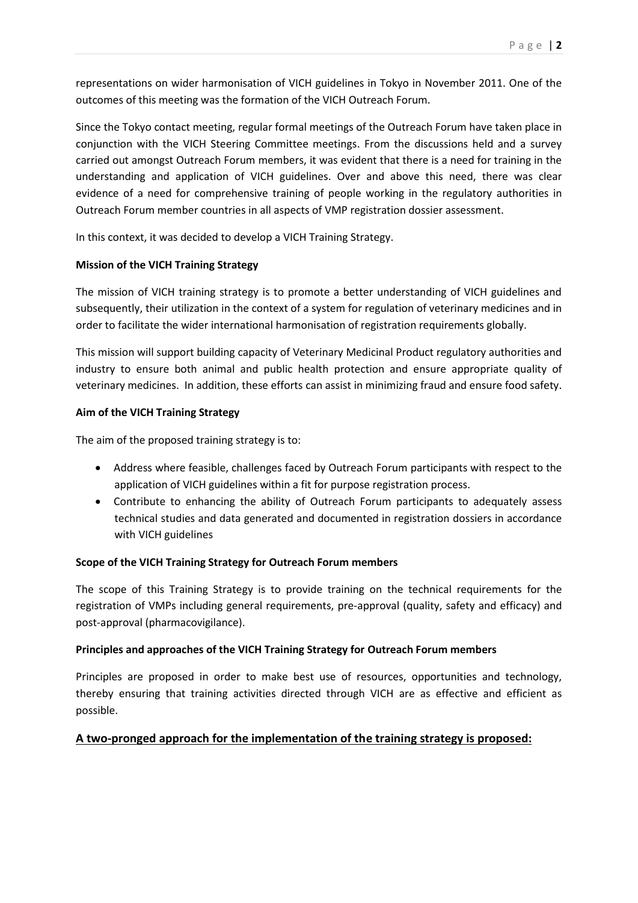representations on wider harmonisation of VICH guidelines in Tokyo in November 2011. One of the outcomes of this meeting was the formation of the VICH Outreach Forum.

Since the Tokyo contact meeting, regular formal meetings of the Outreach Forum have taken place in conjunction with the VICH Steering Committee meetings. From the discussions held and a survey carried out amongst Outreach Forum members, it was evident that there is a need for training in the understanding and application of VICH guidelines. Over and above this need, there was clear evidence of a need for comprehensive training of people working in the regulatory authorities in Outreach Forum member countries in all aspects of VMP registration dossier assessment.

In this context, it was decided to develop a VICH Training Strategy.

**Mission of the VICH Training Strategy**

The mission of VICH training strategy is to promote a better understanding of VICH guidelines and subsequently, their utilization in the context of a system for regulation of veterinary medicines and in order to facilitate the wider international harmonisation of registration requirements globally.

This mission will support building capacity of Veterinary Medicinal Product regulatory authorities and industry to ensure both animal and public health protection and ensure appropriate quality of veterinary medicines. In addition, these efforts can assist in minimizing fraud and ensure food safety.

**Aim of the VICH Training Strategy**

The aim of the proposed training strategy is to:

- Address where feasible, challenges faced by Outreach Forum participants with respect to the application of VICH guidelines within a fit for purpose registration process.
- Contribute to enhancing the ability of Outreach Forum participants to adequately assess technical studies and data generated and documented in registration dossiers in accordance with VICH guidelines

**Scope of the VICH Training Strategy for Outreach Forum members**

The scope of this Training Strategy is to provide training on the technical requirements for the registration of VMPs including general requirements, pre-approval (quality, safety and efficacy) and post-approval (pharmacovigilance).

**Principles and approaches of the VICH Training Strategy for Outreach Forum members**

Principles are proposed in order to make best use of resources, opportunities and technology, thereby ensuring that training activities directed through VICH are as effective and efficient as possible.

**A two-pronged approach for the implementation of the training strategy is proposed:**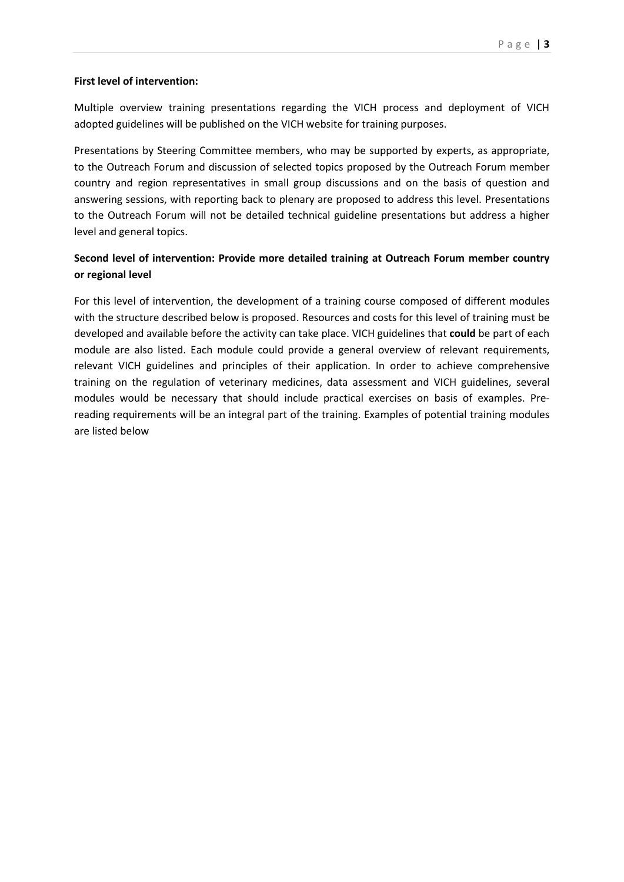**First level of intervention:**

Multiple overview training presentations regarding the VICH process and deployment of VICH adopted guidelines will be published on the VICH website for training purposes.

Presentations by Steering Committee members, who may be supported by experts, as appropriate, to the Outreach Forum and discussion of selected topics proposed by the Outreach Forum member country and region representatives in small group discussions and on the basis of question and answering sessions, with reporting back to plenary are proposed to address this level. Presentations to the Outreach Forum will not be detailed technical guideline presentations but address a higher level and general topics.

**Second level of intervention: Provide more detailed training at Outreach Forum member country or regional level**

For this level of intervention, the development of a training course composed of different modules with the structure described below is proposed. Resources and costs for this level of training must be developed and available before the activity can take place. VICH guidelines that **could** be part of each module are also listed. Each module could provide a general overview of relevant requirements, relevant VICH guidelines and principles of their application. In order to achieve comprehensive training on the regulation of veterinary medicines, data assessment and VICH guidelines, several modules would be necessary that should include practical exercises on basis of examples. Pre-reading requirements will be an integral part of the training. Examples of potential training modules are listed below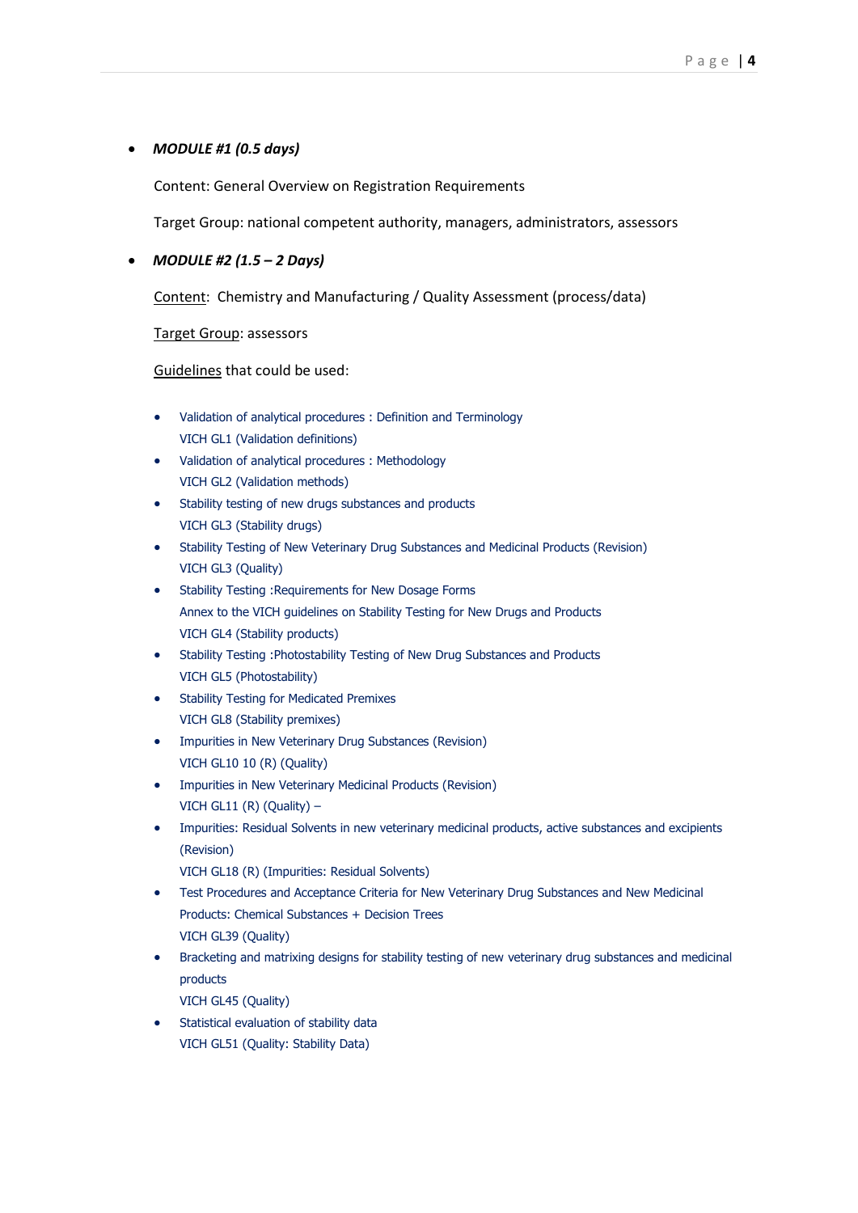- ***MODULE #1 (0.5 days)***

  Content: General Overview on Registration Requirements

  Target Group: national competent authority, managers, administrators, assessors

- ***MODULE #2 (1.5 – 2 Days)***

  Content: Chemistry and Manufacturing / Quality Assessment (process/data)

  Target Group: assessors

  Guidelines that could be used:

  - Validation of analytical procedures : Definition and Terminology
    VICH GL1 (Validation definitions)
  - Validation of analytical procedures : Methodology
    VICH GL2 (Validation methods)
  - Stability testing of new drugs substances and products
    VICH GL3 (Stability drugs)
  - Stability Testing of New Veterinary Drug Substances and Medicinal Products (Revision)
    VICH GL3 (Quality)
  - Stability Testing :Requirements for New Dosage Forms
    Annex to the VICH guidelines on Stability Testing for New Drugs and Products
    VICH GL4 (Stability products)
  - Stability Testing :Photostability Testing of New Drug Substances and Products
    VICH GL5 (Photostability)
  - Stability Testing for Medicated Premixes
    VICH GL8 (Stability premixes)
  - Impurities in New Veterinary Drug Substances (Revision)
    VICH GL10 10 (R) (Quality)
  - Impurities in New Veterinary Medicinal Products (Revision)
    VICH GL11 (R) (Quality) –
  - Impurities: Residual Solvents in new veterinary medicinal products, active substances and excipients (Revision)
    VICH GL18 (R) (Impurities: Residual Solvents)
  - Test Procedures and Acceptance Criteria for New Veterinary Drug Substances and New Medicinal Products: Chemical Substances + Decision Trees
    VICH GL39 (Quality)
  - Bracketing and matrixing designs for stability testing of new veterinary drug substances and medicinal products
    VICH GL45 (Quality)
  - Statistical evaluation of stability data
    VICH GL51 (Quality: Stability Data)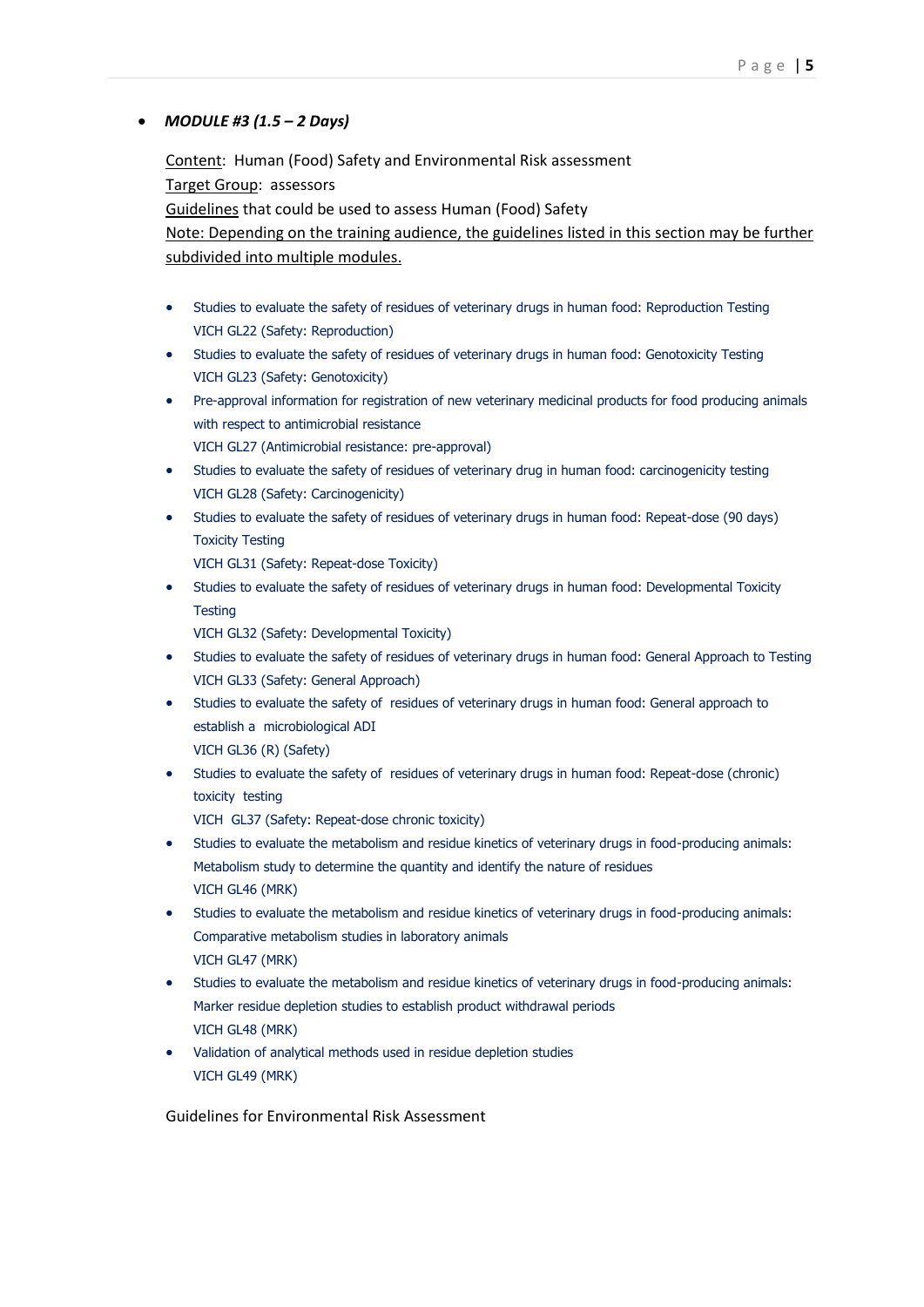- ***MODULE #3 (1.5 – 2 Days)***

  Content: Human (Food) Safety and Environmental Risk assessment
  Target Group: assessors
  Guidelines that could be used to assess Human (Food) Safety
  Note: Depending on the training audience, the guidelines listed in this section may be further subdivided into multiple modules.

  - Studies to evaluate the safety of residues of veterinary drugs in human food: Reproduction Testing
    VICH GL22 (Safety: Reproduction)
  - Studies to evaluate the safety of residues of veterinary drugs in human food: Genotoxicity Testing
    VICH GL23 (Safety: Genotoxicity)
  - Pre-approval information for registration of new veterinary medicinal products for food producing animals with respect to antimicrobial resistance
    VICH GL27 (Antimicrobial resistance: pre-approval)
  - Studies to evaluate the safety of residues of veterinary drug in human food: carcinogenicity testing
    VICH GL28 (Safety: Carcinogenicity)
  - Studies to evaluate the safety of residues of veterinary drugs in human food: Repeat-dose (90 days) Toxicity Testing
    VICH GL31 (Safety: Repeat-dose Toxicity)
  - Studies to evaluate the safety of residues of veterinary drugs in human food: Developmental Toxicity Testing
    VICH GL32 (Safety: Developmental Toxicity)
  - Studies to evaluate the safety of residues of veterinary drugs in human food: General Approach to Testing
    VICH GL33 (Safety: General Approach)
  - Studies to evaluate the safety of residues of veterinary drugs in human food: General approach to establish a microbiological ADI
    VICH GL36 (R) (Safety)
  - Studies to evaluate the safety of residues of veterinary drugs in human food: Repeat-dose (chronic) toxicity testing
    VICH GL37 (Safety: Repeat-dose chronic toxicity)
  - Studies to evaluate the metabolism and residue kinetics of veterinary drugs in food-producing animals: Metabolism study to determine the quantity and identify the nature of residues
    VICH GL46 (MRK)
  - Studies to evaluate the metabolism and residue kinetics of veterinary drugs in food-producing animals: Comparative metabolism studies in laboratory animals
    VICH GL47 (MRK)
  - Studies to evaluate the metabolism and residue kinetics of veterinary drugs in food-producing animals: Marker residue depletion studies to establish product withdrawal periods
    VICH GL48 (MRK)
  - Validation of analytical methods used in residue depletion studies
    VICH GL49 (MRK)

  Guidelines for Environmental Risk Assessment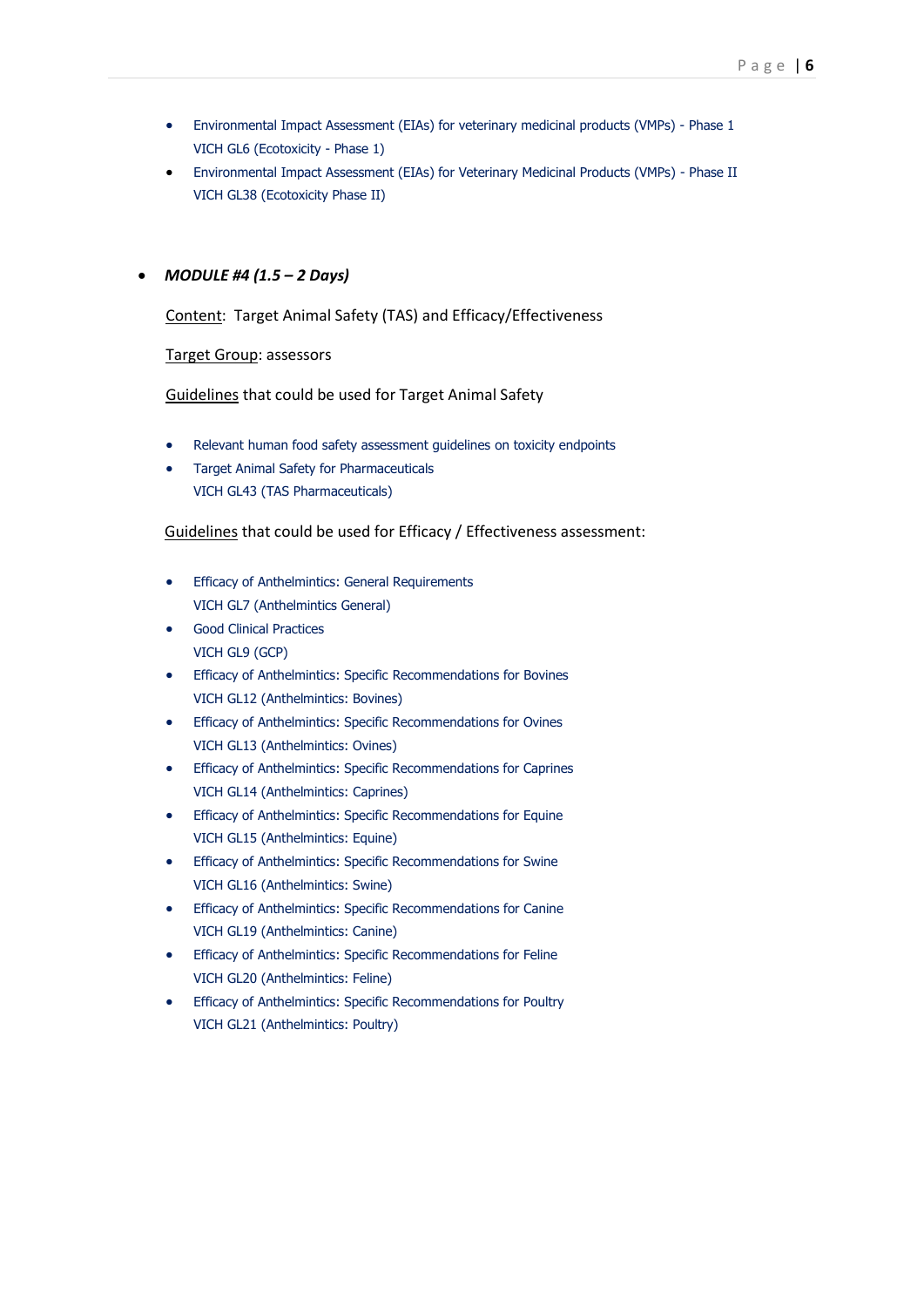- Environmental Impact Assessment (EIAs) for veterinary medicinal products (VMPs) - Phase 1
  VICH GL6 (Ecotoxicity - Phase 1)
- Environmental Impact Assessment (EIAs) for Veterinary Medicinal Products (VMPs) - Phase II
  VICH GL38 (Ecotoxicity Phase II)

- ***MODULE #4 (1.5 – 2 Days)***

  Content: Target Animal Safety (TAS) and Efficacy/Effectiveness

  Target Group: assessors

  Guidelines that could be used for Target Animal Safety

  - Relevant human food safety assessment guidelines on toxicity endpoints
  - Target Animal Safety for Pharmaceuticals
    VICH GL43 (TAS Pharmaceuticals)

  Guidelines that could be used for Efficacy / Effectiveness assessment:

  - Efficacy of Anthelmintics: General Requirements
    VICH GL7 (Anthelmintics General)
  - Good Clinical Practices
    VICH GL9 (GCP)
  - Efficacy of Anthelmintics: Specific Recommendations for Bovines
    VICH GL12 (Anthelmintics: Bovines)
  - Efficacy of Anthelmintics: Specific Recommendations for Ovines
    VICH GL13 (Anthelmintics: Ovines)
  - Efficacy of Anthelmintics: Specific Recommendations for Caprines
    VICH GL14 (Anthelmintics: Caprines)
  - Efficacy of Anthelmintics: Specific Recommendations for Equine
    VICH GL15 (Anthelmintics: Equine)
  - Efficacy of Anthelmintics: Specific Recommendations for Swine
    VICH GL16 (Anthelmintics: Swine)
  - Efficacy of Anthelmintics: Specific Recommendations for Canine
    VICH GL19 (Anthelmintics: Canine)
  - Efficacy of Anthelmintics: Specific Recommendations for Feline
    VICH GL20 (Anthelmintics: Feline)
  - Efficacy of Anthelmintics: Specific Recommendations for Poultry
    VICH GL21 (Anthelmintics: Poultry)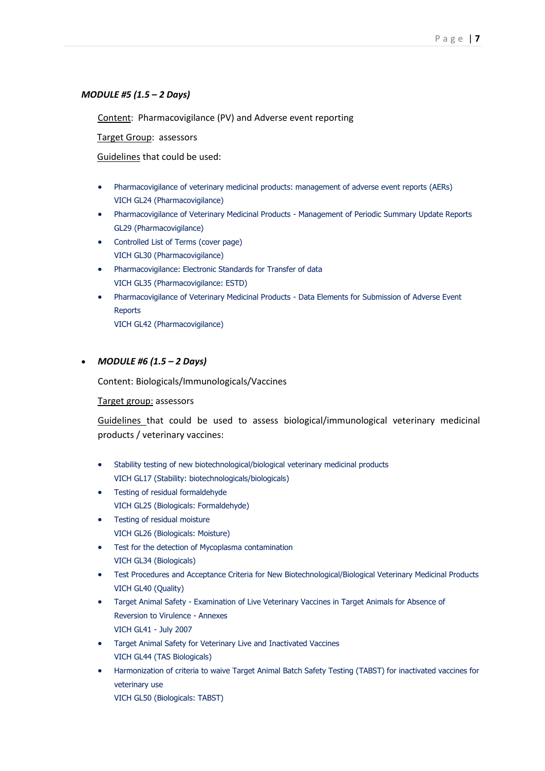***MODULE #5 (1.5 – 2 Days)***

Content: Pharmacovigilance (PV) and Adverse event reporting

Target Group: assessors

Guidelines that could be used:

- Pharmacovigilance of veterinary medicinal products: management of adverse event reports (AERs)
  VICH GL24 (Pharmacovigilance)
- Pharmacovigilance of Veterinary Medicinal Products - Management of Periodic Summary Update Reports
  GL29 (Pharmacovigilance)
- Controlled List of Terms (cover page)
  VICH GL30 (Pharmacovigilance)
- Pharmacovigilance: Electronic Standards for Transfer of data
  VICH GL35 (Pharmacovigilance: ESTD)
- Pharmacovigilance of Veterinary Medicinal Products - Data Elements for Submission of Adverse Event Reports
  VICH GL42 (Pharmacovigilance)

- ***MODULE #6 (1.5 – 2 Days)***

  Content: Biologicals/Immunologicals/Vaccines

  Target group: assessors

  Guidelines that could be used to assess biological/immunological veterinary medicinal products / veterinary vaccines:

- Stability testing of new biotechnological/biological veterinary medicinal products
  VICH GL17 (Stability: biotechnologicals/biologicals)
- Testing of residual formaldehyde
  VICH GL25 (Biologicals: Formaldehyde)
- Testing of residual moisture
  VICH GL26 (Biologicals: Moisture)
- Test for the detection of Mycoplasma contamination
  VICH GL34 (Biologicals)
- Test Procedures and Acceptance Criteria for New Biotechnological/Biological Veterinary Medicinal Products
  VICH GL40 (Quality)
- Target Animal Safety - Examination of Live Veterinary Vaccines in Target Animals for Absence of Reversion to Virulence - Annexes
  VICH GL41 - July 2007
- Target Animal Safety for Veterinary Live and Inactivated Vaccines
  VICH GL44 (TAS Biologicals)
- Harmonization of criteria to waive Target Animal Batch Safety Testing (TABST) for inactivated vaccines for veterinary use
  VICH GL50 (Biologicals: TABST)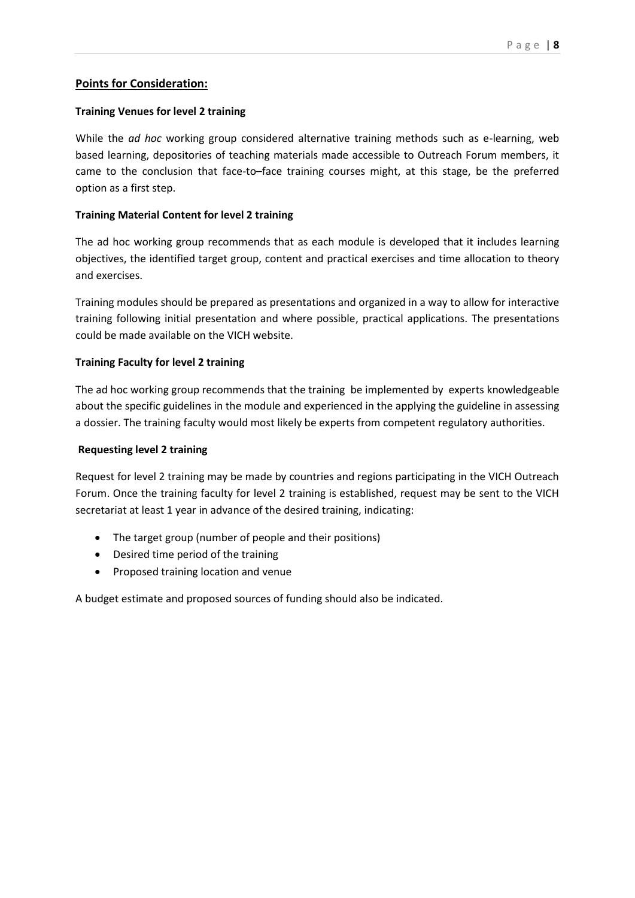## Points for Consideration:

### Training Venues for level 2 training

While the *ad hoc* working group considered alternative training methods such as e-learning, web based learning, depositories of teaching materials made accessible to Outreach Forum members, it came to the conclusion that face-to–face training courses might, at this stage, be the preferred option as a first step.

### Training Material Content for level 2 training

The ad hoc working group recommends that as each module is developed that it includes learning objectives, the identified target group, content and practical exercises and time allocation to theory and exercises.

Training modules should be prepared as presentations and organized in a way to allow for interactive training following initial presentation and where possible, practical applications. The presentations could be made available on the VICH website.

### Training Faculty for level 2 training

The ad hoc working group recommends that the training be implemented by experts knowledgeable about the specific guidelines in the module and experienced in the applying the guideline in assessing a dossier. The training faculty would most likely be experts from competent regulatory authorities.

### Requesting level 2 training

Request for level 2 training may be made by countries and regions participating in the VICH Outreach Forum. Once the training faculty for level 2 training is established, request may be sent to the VICH secretariat at least 1 year in advance of the desired training, indicating:

- The target group (number of people and their positions)
- Desired time period of the training
- Proposed training location and venue

A budget estimate and proposed sources of funding should also be indicated.